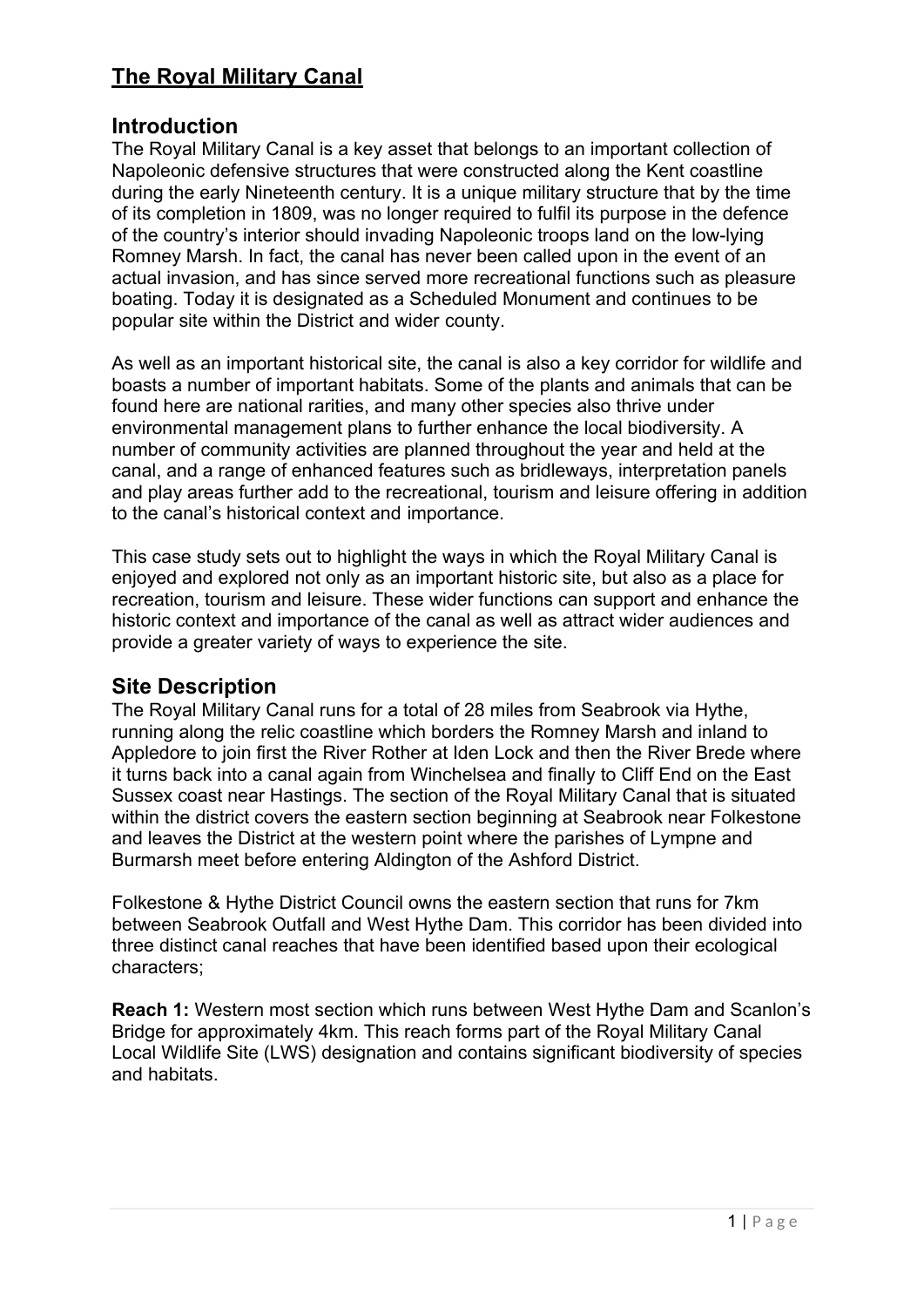# The Royal Military Canal

## Introduction

The Royal Military Canal is a key asset that belongs to an important collection of Napoleonic defensive structures that were constructed along the Kent coastline during the early Nineteenth century. It is a unique military structure that by the time of its completion in 1809, was no longer required to fulfil its purpose in the defence of the country's interior should invading Napoleonic troops land on the low-lying Romney Marsh. In fact, the canal has never been called upon in the event of an actual invasion, and has since served more recreational functions such as pleasure boating. Today it is designated as a Scheduled Monument and continues to be popular site within the District and wider county.

As well as an important historical site, the canal is also a key corridor for wildlife and boasts a number of important habitats. Some of the plants and animals that can be found here are national rarities, and many other species also thrive under environmental management plans to further enhance the local biodiversity. A number of community activities are planned throughout the year and held at the canal, and a range of enhanced features such as bridleways, interpretation panels and play areas further add to the recreational, tourism and leisure offering in addition to the canal's historical context and importance.

This case study sets out to highlight the ways in which the Royal Military Canal is enjoyed and explored not only as an important historic site, but also as a place for recreation, tourism and leisure. These wider functions can support and enhance the historic context and importance of the canal as well as attract wider audiences and provide a greater variety of ways to experience the site.

## Site Description

The Royal Military Canal runs for a total of 28 miles from Seabrook via Hythe, running along the relic coastline which borders the Romney Marsh and inland to Appledore to join first the River Rother at Iden Lock and then the River Brede where it turns back into a canal again from Winchelsea and finally to Cliff End on the East Sussex coast near Hastings. The section of the Royal Military Canal that is situated within the district covers the eastern section beginning at Seabrook near Folkestone and leaves the District at the western point where the parishes of Lympne and Burmarsh meet before entering Aldington of the Ashford District.

Folkestone & Hythe District Council owns the eastern section that runs for 7km between Seabrook Outfall and West Hythe Dam. This corridor has been divided into three distinct canal reaches that have been identified based upon their ecological characters;

**Reach 1:** Western most section which runs between West Hythe Dam and Scanlon's Bridge for approximately 4km. This reach forms part of the Royal Military Canal Local Wildlife Site (LWS) designation and contains significant biodiversity of species and habitats.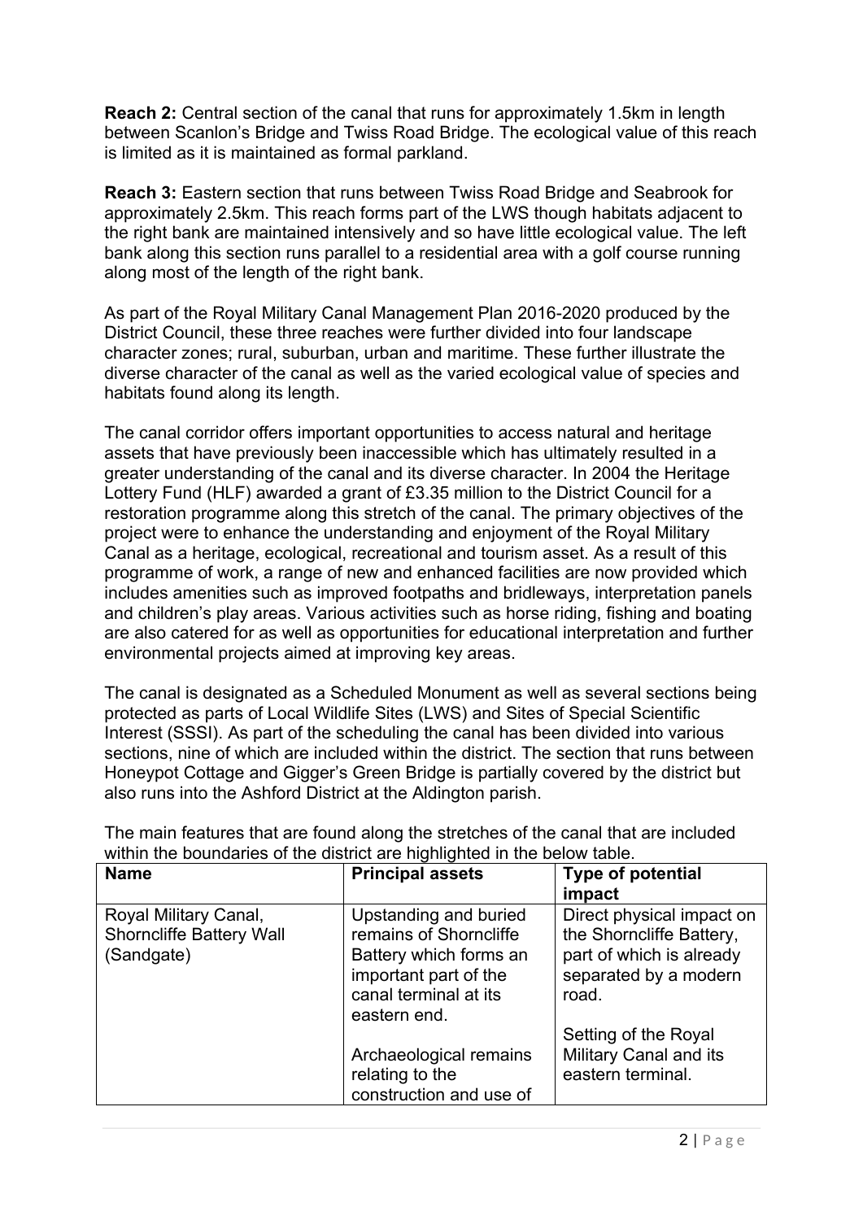**Reach 2:** Central section of the canal that runs for approximately 1.5km in length between Scanlon's Bridge and Twiss Road Bridge. The ecological value of this reach is limited as it is maintained as formal parkland.

**Reach 3:** Eastern section that runs between Twiss Road Bridge and Seabrook for approximately 2.5km. This reach forms part of the LWS though habitats adjacent to the right bank are maintained intensively and so have little ecological value. The left bank along this section runs parallel to a residential area with a golf course running along most of the length of the right bank.

As part of the Royal Military Canal Management Plan 2016-2020 produced by the District Council, these three reaches were further divided into four landscape character zones; rural, suburban, urban and maritime. These further illustrate the diverse character of the canal as well as the varied ecological value of species and habitats found along its length.

The canal corridor offers important opportunities to access natural and heritage assets that have previously been inaccessible which has ultimately resulted in a greater understanding of the canal and its diverse character. In 2004 the Heritage Lottery Fund (HLF) awarded a grant of £3.35 million to the District Council for a restoration programme along this stretch of the canal. The primary objectives of the project were to enhance the understanding and enjoyment of the Royal Military Canal as a heritage, ecological, recreational and tourism asset. As a result of this programme of work, a range of new and enhanced facilities are now provided which includes amenities such as improved footpaths and bridleways, interpretation panels and children's play areas. Various activities such as horse riding, fishing and boating are also catered for as well as opportunities for educational interpretation and further environmental projects aimed at improving key areas.

The canal is designated as a Scheduled Monument as well as several sections being protected as parts of Local Wildlife Sites (LWS) and Sites of Special Scientific Interest (SSSI). As part of the scheduling the canal has been divided into various sections, nine of which are included within the district. The section that runs between Honeypot Cottage and Gigger's Green Bridge is partially covered by the district but also runs into the Ashford District at the Aldington parish.

The main features that are found along the stretches of the canal that are included within the boundaries of the district are highlighted in the below table.

| Name | Principal assets | Type of potential impact |
| --- | --- | --- |
| Royal Military Canal, Shorncliffe Battery Wall (Sandgate) | Upstanding and buried remains of Shorncliffe Battery which forms an important part of the canal terminal at its eastern end.<br><br>Archaeological remains relating to the construction and use of | Direct physical impact on the Shorncliffe Battery, part of which is already separated by a modern road.<br><br>Setting of the Royal Military Canal and its eastern terminal. |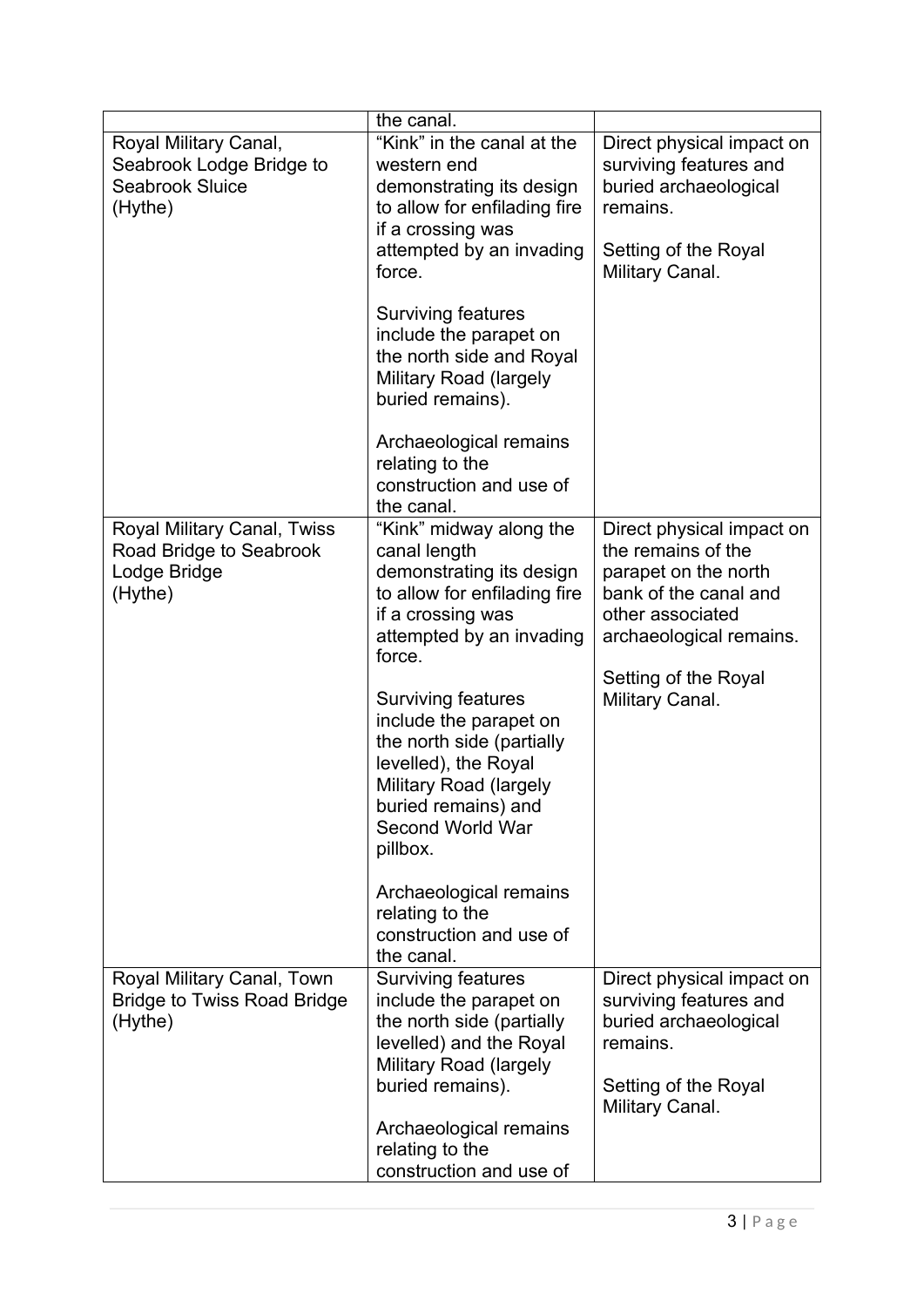| | | |
|---|---|---|
| | the canal. | |
| Royal Military Canal, Seabrook Lodge Bridge to Seabrook Sluice (Hythe) | "Kink" in the canal at the western end demonstrating its design to allow for enfilading fire if a crossing was attempted by an invading force.<br><br>Surviving features include the parapet on the north side and Royal Military Road (largely buried remains).<br><br>Archaeological remains relating to the construction and use of the canal. | Direct physical impact on surviving features and buried archaeological remains.<br><br>Setting of the Royal Military Canal. |
| Royal Military Canal, Twiss Road Bridge to Seabrook Lodge Bridge (Hythe) | "Kink" midway along the canal length demonstrating its design to allow for enfilading fire if a crossing was attempted by an invading force.<br><br>Surviving features include the parapet on the north side (partially levelled), the Royal Military Road (largely buried remains) and Second World War pillbox.<br><br>Archaeological remains relating to the construction and use of the canal. | Direct physical impact on the remains of the parapet on the north bank of the canal and other associated archaeological remains.<br><br>Setting of the Royal Military Canal. |
| Royal Military Canal, Town Bridge to Twiss Road Bridge (Hythe) | Surviving features include the parapet on the north side (partially levelled) and the Royal Military Road (largely buried remains).<br><br>Archaeological remains relating to the construction and use of | Direct physical impact on surviving features and buried archaeological remains.<br><br>Setting of the Royal Military Canal. |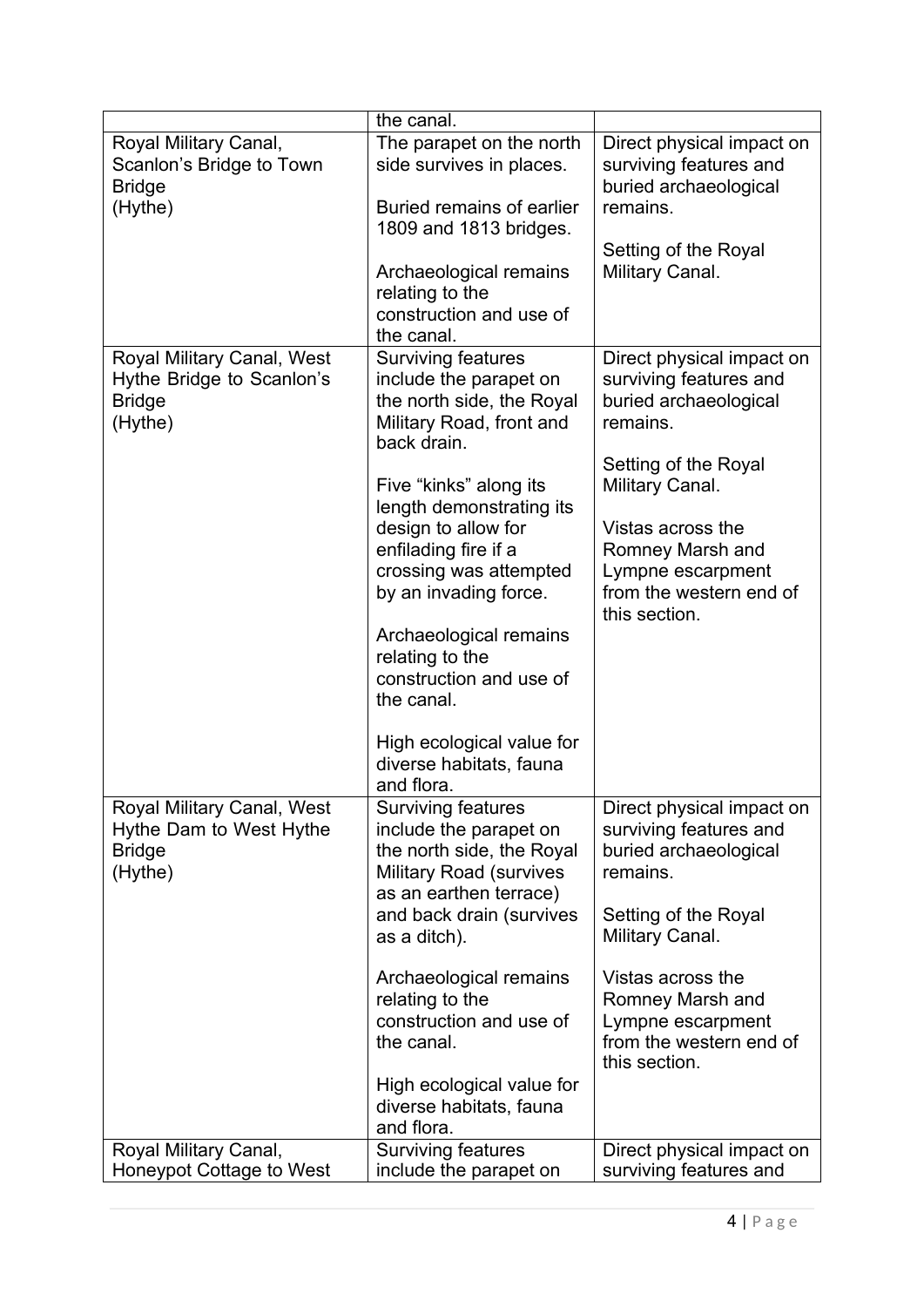| | the canal. | |
|---|---|---|
| Royal Military Canal, Scanlon's Bridge to Town Bridge (Hythe) | The parapet on the north side survives in places.<br><br>Buried remains of earlier 1809 and 1813 bridges.<br><br>Archaeological remains relating to the construction and use of the canal. | Direct physical impact on surviving features and buried archaeological remains.<br><br>Setting of the Royal Military Canal. |
| Royal Military Canal, West Hythe Bridge to Scanlon's Bridge (Hythe) | Surviving features include the parapet on the north side, the Royal Military Road, front and back drain.<br><br>Five "kinks" along its length demonstrating its design to allow for enfilading fire if a crossing was attempted by an invading force.<br><br>Archaeological remains relating to the construction and use of the canal.<br><br>High ecological value for diverse habitats, fauna and flora. | Direct physical impact on surviving features and buried archaeological remains.<br><br>Setting of the Royal Military Canal.<br><br>Vistas across the Romney Marsh and Lympne escarpment from the western end of this section. |
| Royal Military Canal, West Hythe Dam to West Hythe Bridge (Hythe) | Surviving features include the parapet on the north side, the Royal Military Road (survives as an earthen terrace) and back drain (survives as a ditch).<br><br>Archaeological remains relating to the construction and use of the canal.<br><br>High ecological value for diverse habitats, fauna and flora. | Direct physical impact on surviving features and buried archaeological remains.<br><br>Setting of the Royal Military Canal.<br><br>Vistas across the Romney Marsh and Lympne escarpment from the western end of this section. |
| Royal Military Canal, Honeypot Cottage to West | Surviving features include the parapet on | Direct physical impact on surviving features and |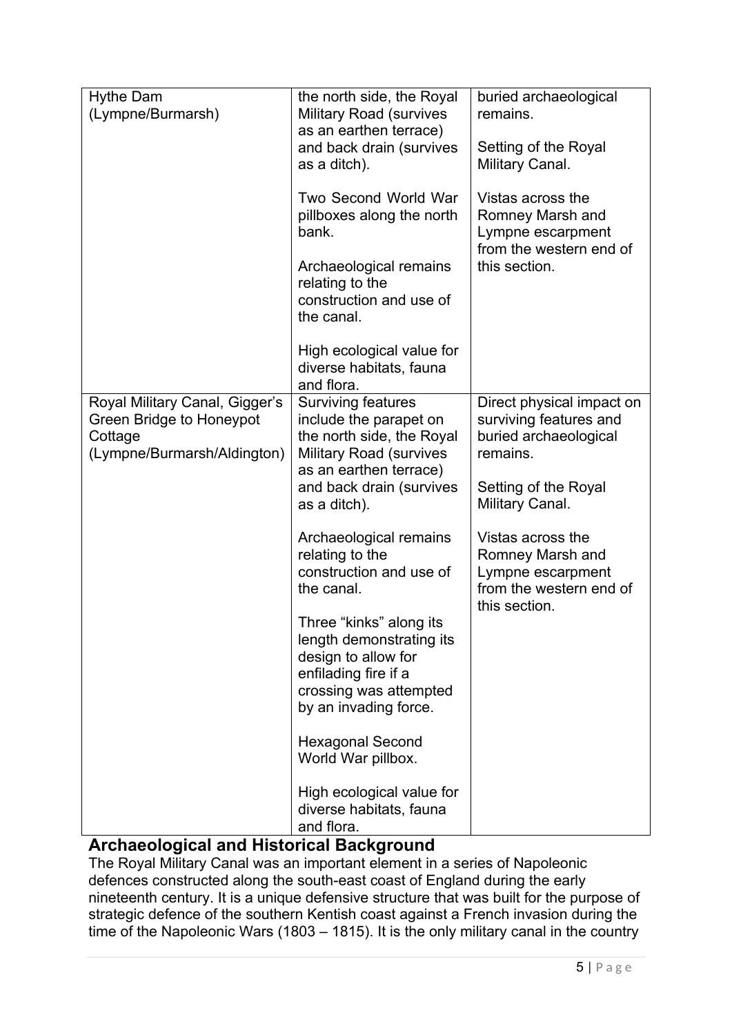| | | |
|---|---|---|
| Hythe Dam (Lympne/Burmarsh) | the north side, the Royal Military Road (survives as an earthen terrace) and back drain (survives as a ditch).<br><br>Two Second World War pillboxes along the north bank.<br><br>Archaeological remains relating to the construction and use of the canal.<br><br>High ecological value for diverse habitats, fauna and flora. | buried archaeological remains.<br><br>Setting of the Royal Military Canal.<br><br>Vistas across the Romney Marsh and Lympne escarpment from the western end of this section. |
| Royal Military Canal, Gigger's Green Bridge to Honeypot Cottage (Lympne/Burmarsh/Aldington) | Surviving features include the parapet on the north side, the Royal Military Road (survives as an earthen terrace) and back drain (survives as a ditch).<br><br>Archaeological remains relating to the construction and use of the canal.<br><br>Three "kinks" along its length demonstrating its design to allow for enfilading fire if a crossing was attempted by an invading force.<br><br>Hexagonal Second World War pillbox.<br><br>High ecological value for diverse habitats, fauna and flora. | Direct physical impact on surviving features and buried archaeological remains.<br><br>Setting of the Royal Military Canal.<br><br>Vistas across the Romney Marsh and Lympne escarpment from the western end of this section. |

## Archaeological and Historical Background

The Royal Military Canal was an important element in a series of Napoleonic defences constructed along the south-east coast of England during the early nineteenth century. It is a unique defensive structure that was built for the purpose of strategic defence of the southern Kentish coast against a French invasion during the time of the Napoleonic Wars (1803 – 1815). It is the only military canal in the country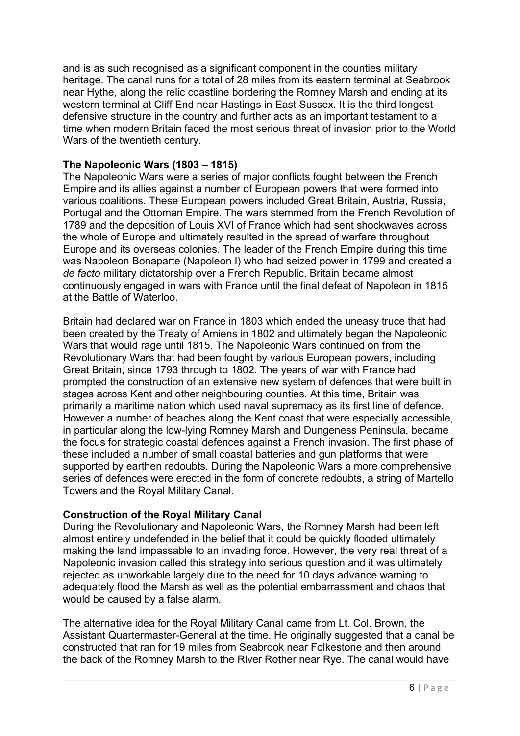and is as such recognised as a significant component in the counties military heritage. The canal runs for a total of 28 miles from its eastern terminal at Seabrook near Hythe, along the relic coastline bordering the Romney Marsh and ending at its western terminal at Cliff End near Hastings in East Sussex. It is the third longest defensive structure in the country and further acts as an important testament to a time when modern Britain faced the most serious threat of invasion prior to the World Wars of the twentieth century.

### The Napoleonic Wars (1803 – 1815)

The Napoleonic Wars were a series of major conflicts fought between the French Empire and its allies against a number of European powers that were formed into various coalitions. These European powers included Great Britain, Austria, Russia, Portugal and the Ottoman Empire. The wars stemmed from the French Revolution of 1789 and the deposition of Louis XVI of France which had sent shockwaves across the whole of Europe and ultimately resulted in the spread of warfare throughout Europe and its overseas colonies. The leader of the French Empire during this time was Napoleon Bonaparte (Napoleon I) who had seized power in 1799 and created a *de facto* military dictatorship over a French Republic. Britain became almost continuously engaged in wars with France until the final defeat of Napoleon in 1815 at the Battle of Waterloo.

Britain had declared war on France in 1803 which ended the uneasy truce that had been created by the Treaty of Amiens in 1802 and ultimately began the Napoleonic Wars that would rage until 1815. The Napoleonic Wars continued on from the Revolutionary Wars that had been fought by various European powers, including Great Britain, since 1793 through to 1802. The years of war with France had prompted the construction of an extensive new system of defences that were built in stages across Kent and other neighbouring counties. At this time, Britain was primarily a maritime nation which used naval supremacy as its first line of defence. However a number of beaches along the Kent coast that were especially accessible, in particular along the low-lying Romney Marsh and Dungeness Peninsula, became the focus for strategic coastal defences against a French invasion. The first phase of these included a number of small coastal batteries and gun platforms that were supported by earthen redoubts. During the Napoleonic Wars a more comprehensive series of defences were erected in the form of concrete redoubts, a string of Martello Towers and the Royal Military Canal.

### Construction of the Royal Military Canal

During the Revolutionary and Napoleonic Wars, the Romney Marsh had been left almost entirely undefended in the belief that it could be quickly flooded ultimately making the land impassable to an invading force. However, the very real threat of a Napoleonic invasion called this strategy into serious question and it was ultimately rejected as unworkable largely due to the need for 10 days advance warning to adequately flood the Marsh as well as the potential embarrassment and chaos that would be caused by a false alarm.

The alternative idea for the Royal Military Canal came from Lt. Col. Brown, the Assistant Quartermaster-General at the time. He originally suggested that a canal be constructed that ran for 19 miles from Seabrook near Folkestone and then around the back of the Romney Marsh to the River Rother near Rye. The canal would have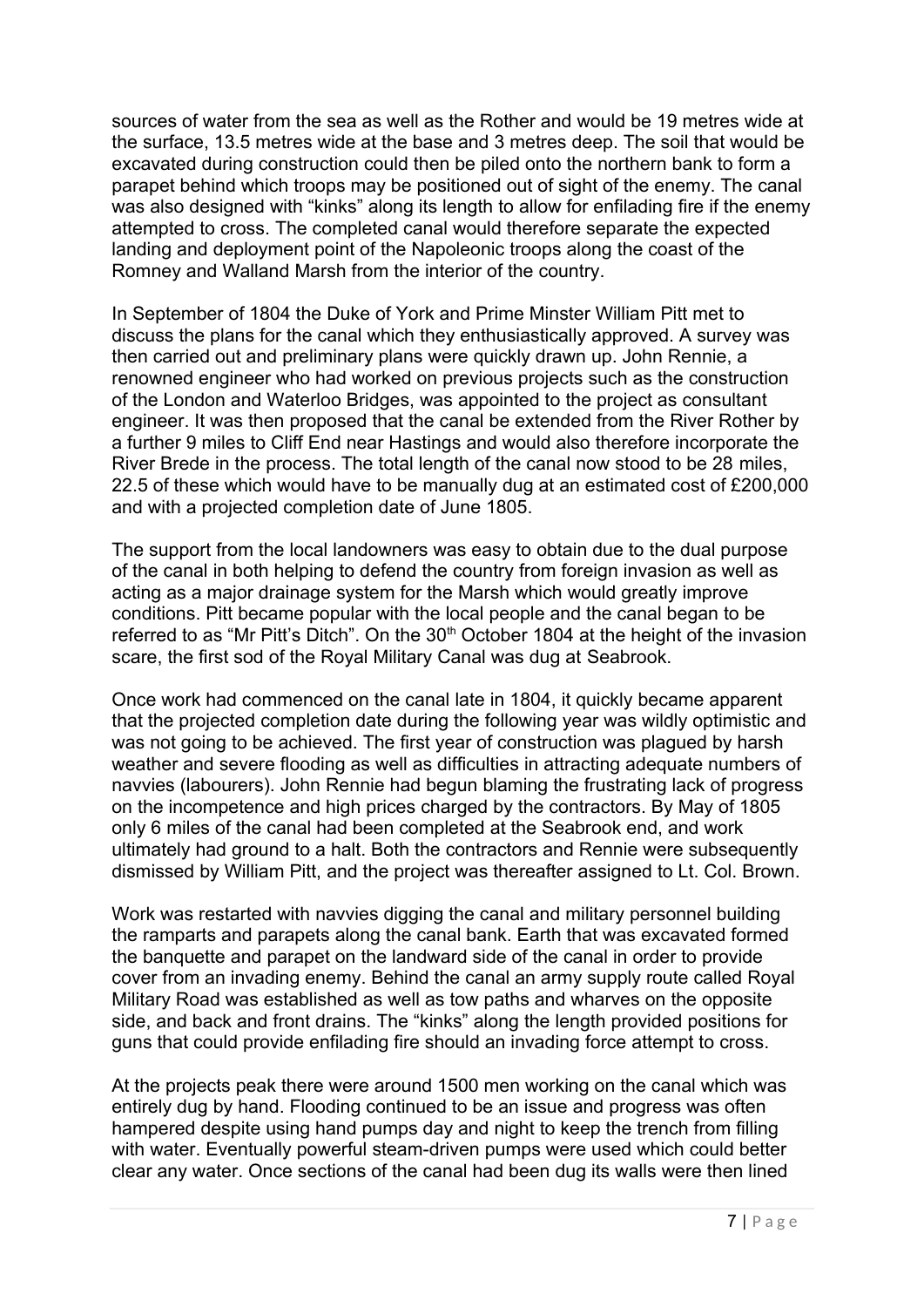sources of water from the sea as well as the Rother and would be 19 metres wide at the surface, 13.5 metres wide at the base and 3 metres deep. The soil that would be excavated during construction could then be piled onto the northern bank to form a parapet behind which troops may be positioned out of sight of the enemy. The canal was also designed with "kinks" along its length to allow for enfilading fire if the enemy attempted to cross. The completed canal would therefore separate the expected landing and deployment point of the Napoleonic troops along the coast of the Romney and Walland Marsh from the interior of the country.

In September of 1804 the Duke of York and Prime Minster William Pitt met to discuss the plans for the canal which they enthusiastically approved. A survey was then carried out and preliminary plans were quickly drawn up. John Rennie, a renowned engineer who had worked on previous projects such as the construction of the London and Waterloo Bridges, was appointed to the project as consultant engineer. It was then proposed that the canal be extended from the River Rother by a further 9 miles to Cliff End near Hastings and would also therefore incorporate the River Brede in the process. The total length of the canal now stood to be 28 miles, 22.5 of these which would have to be manually dug at an estimated cost of £200,000 and with a projected completion date of June 1805.

The support from the local landowners was easy to obtain due to the dual purpose of the canal in both helping to defend the country from foreign invasion as well as acting as a major drainage system for the Marsh which would greatly improve conditions. Pitt became popular with the local people and the canal began to be referred to as "Mr Pitt's Ditch". On the 30th October 1804 at the height of the invasion scare, the first sod of the Royal Military Canal was dug at Seabrook.

Once work had commenced on the canal late in 1804, it quickly became apparent that the projected completion date during the following year was wildly optimistic and was not going to be achieved. The first year of construction was plagued by harsh weather and severe flooding as well as difficulties in attracting adequate numbers of navvies (labourers). John Rennie had begun blaming the frustrating lack of progress on the incompetence and high prices charged by the contractors. By May of 1805 only 6 miles of the canal had been completed at the Seabrook end, and work ultimately had ground to a halt. Both the contractors and Rennie were subsequently dismissed by William Pitt, and the project was thereafter assigned to Lt. Col. Brown.

Work was restarted with navvies digging the canal and military personnel building the ramparts and parapets along the canal bank. Earth that was excavated formed the banquette and parapet on the landward side of the canal in order to provide cover from an invading enemy. Behind the canal an army supply route called Royal Military Road was established as well as tow paths and wharves on the opposite side, and back and front drains. The "kinks" along the length provided positions for guns that could provide enfilading fire should an invading force attempt to cross.

At the projects peak there were around 1500 men working on the canal which was entirely dug by hand. Flooding continued to be an issue and progress was often hampered despite using hand pumps day and night to keep the trench from filling with water. Eventually powerful steam-driven pumps were used which could better clear any water. Once sections of the canal had been dug its walls were then lined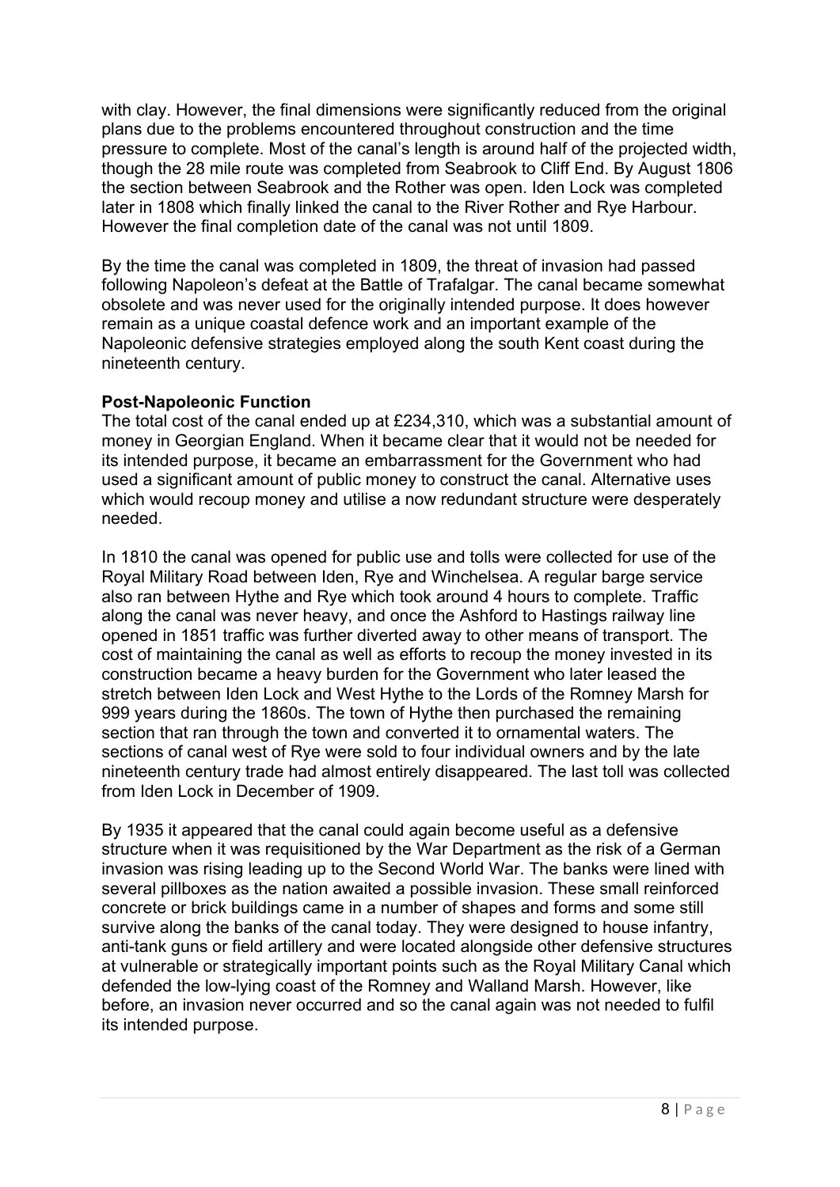with clay. However, the final dimensions were significantly reduced from the original plans due to the problems encountered throughout construction and the time pressure to complete. Most of the canal's length is around half of the projected width, though the 28 mile route was completed from Seabrook to Cliff End. By August 1806 the section between Seabrook and the Rother was open. Iden Lock was completed later in 1808 which finally linked the canal to the River Rother and Rye Harbour. However the final completion date of the canal was not until 1809.

By the time the canal was completed in 1809, the threat of invasion had passed following Napoleon's defeat at the Battle of Trafalgar. The canal became somewhat obsolete and was never used for the originally intended purpose. It does however remain as a unique coastal defence work and an important example of the Napoleonic defensive strategies employed along the south Kent coast during the nineteenth century.

**Post-Napoleonic Function**

The total cost of the canal ended up at £234,310, which was a substantial amount of money in Georgian England. When it became clear that it would not be needed for its intended purpose, it became an embarrassment for the Government who had used a significant amount of public money to construct the canal. Alternative uses which would recoup money and utilise a now redundant structure were desperately needed.

In 1810 the canal was opened for public use and tolls were collected for use of the Royal Military Road between Iden, Rye and Winchelsea. A regular barge service also ran between Hythe and Rye which took around 4 hours to complete. Traffic along the canal was never heavy, and once the Ashford to Hastings railway line opened in 1851 traffic was further diverted away to other means of transport. The cost of maintaining the canal as well as efforts to recoup the money invested in its construction became a heavy burden for the Government who later leased the stretch between Iden Lock and West Hythe to the Lords of the Romney Marsh for 999 years during the 1860s. The town of Hythe then purchased the remaining section that ran through the town and converted it to ornamental waters. The sections of canal west of Rye were sold to four individual owners and by the late nineteenth century trade had almost entirely disappeared. The last toll was collected from Iden Lock in December of 1909.

By 1935 it appeared that the canal could again become useful as a defensive structure when it was requisitioned by the War Department as the risk of a German invasion was rising leading up to the Second World War. The banks were lined with several pillboxes as the nation awaited a possible invasion. These small reinforced concrete or brick buildings came in a number of shapes and forms and some still survive along the banks of the canal today. They were designed to house infantry, anti-tank guns or field artillery and were located alongside other defensive structures at vulnerable or strategically important points such as the Royal Military Canal which defended the low-lying coast of the Romney and Walland Marsh. However, like before, an invasion never occurred and so the canal again was not needed to fulfil its intended purpose.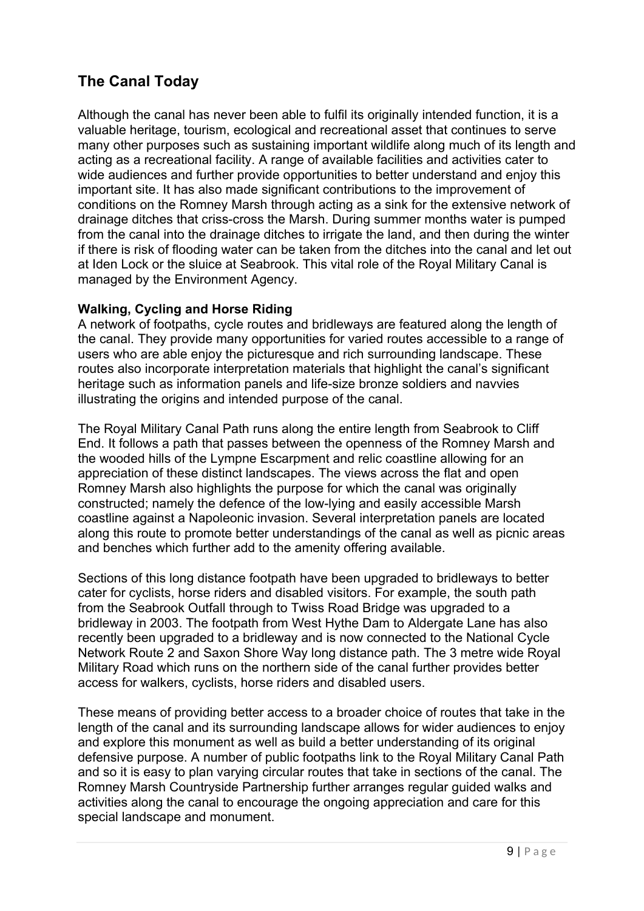## The Canal Today

Although the canal has never been able to fulfil its originally intended function, it is a valuable heritage, tourism, ecological and recreational asset that continues to serve many other purposes such as sustaining important wildlife along much of its length and acting as a recreational facility. A range of available facilities and activities cater to wide audiences and further provide opportunities to better understand and enjoy this important site. It has also made significant contributions to the improvement of conditions on the Romney Marsh through acting as a sink for the extensive network of drainage ditches that criss-cross the Marsh. During summer months water is pumped from the canal into the drainage ditches to irrigate the land, and then during the winter if there is risk of flooding water can be taken from the ditches into the canal and let out at Iden Lock or the sluice at Seabrook. This vital role of the Royal Military Canal is managed by the Environment Agency.

**Walking, Cycling and Horse Riding**

A network of footpaths, cycle routes and bridleways are featured along the length of the canal. They provide many opportunities for varied routes accessible to a range of users who are able enjoy the picturesque and rich surrounding landscape. These routes also incorporate interpretation materials that highlight the canal's significant heritage such as information panels and life-size bronze soldiers and navvies illustrating the origins and intended purpose of the canal.

The Royal Military Canal Path runs along the entire length from Seabrook to Cliff End. It follows a path that passes between the openness of the Romney Marsh and the wooded hills of the Lympne Escarpment and relic coastline allowing for an appreciation of these distinct landscapes. The views across the flat and open Romney Marsh also highlights the purpose for which the canal was originally constructed; namely the defence of the low-lying and easily accessible Marsh coastline against a Napoleonic invasion. Several interpretation panels are located along this route to promote better understandings of the canal as well as picnic areas and benches which further add to the amenity offering available.

Sections of this long distance footpath have been upgraded to bridleways to better cater for cyclists, horse riders and disabled visitors. For example, the south path from the Seabrook Outfall through to Twiss Road Bridge was upgraded to a bridleway in 2003. The footpath from West Hythe Dam to Aldergate Lane has also recently been upgraded to a bridleway and is now connected to the National Cycle Network Route 2 and Saxon Shore Way long distance path. The 3 metre wide Royal Military Road which runs on the northern side of the canal further provides better access for walkers, cyclists, horse riders and disabled users.

These means of providing better access to a broader choice of routes that take in the length of the canal and its surrounding landscape allows for wider audiences to enjoy and explore this monument as well as build a better understanding of its original defensive purpose. A number of public footpaths link to the Royal Military Canal Path and so it is easy to plan varying circular routes that take in sections of the canal. The Romney Marsh Countryside Partnership further arranges regular guided walks and activities along the canal to encourage the ongoing appreciation and care for this special landscape and monument.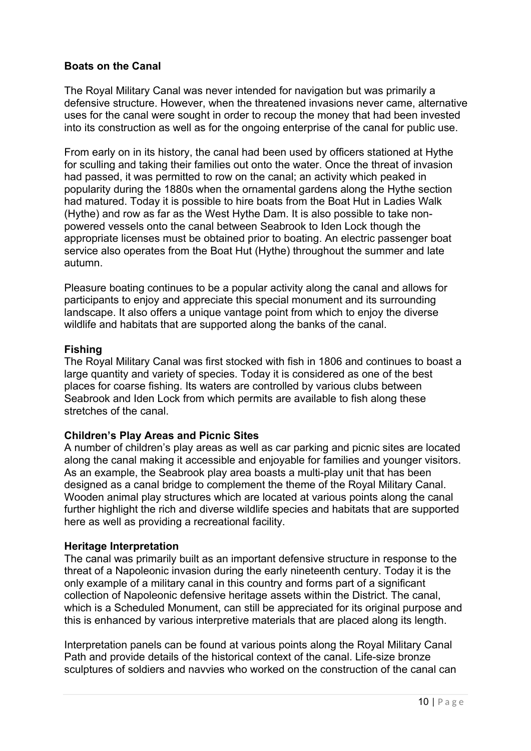## Boats on the Canal

The Royal Military Canal was never intended for navigation but was primarily a defensive structure. However, when the threatened invasions never came, alternative uses for the canal were sought in order to recoup the money that had been invested into its construction as well as for the ongoing enterprise of the canal for public use.

From early on in its history, the canal had been used by officers stationed at Hythe for sculling and taking their families out onto the water. Once the threat of invasion had passed, it was permitted to row on the canal; an activity which peaked in popularity during the 1880s when the ornamental gardens along the Hythe section had matured. Today it is possible to hire boats from the Boat Hut in Ladies Walk (Hythe) and row as far as the West Hythe Dam. It is also possible to take non-powered vessels onto the canal between Seabrook to Iden Lock though the appropriate licenses must be obtained prior to boating. An electric passenger boat service also operates from the Boat Hut (Hythe) throughout the summer and late autumn.

Pleasure boating continues to be a popular activity along the canal and allows for participants to enjoy and appreciate this special monument and its surrounding landscape. It also offers a unique vantage point from which to enjoy the diverse wildlife and habitats that are supported along the banks of the canal.

## Fishing

The Royal Military Canal was first stocked with fish in 1806 and continues to boast a large quantity and variety of species. Today it is considered as one of the best places for coarse fishing. Its waters are controlled by various clubs between Seabrook and Iden Lock from which permits are available to fish along these stretches of the canal.

## Children's Play Areas and Picnic Sites

A number of children's play areas as well as car parking and picnic sites are located along the canal making it accessible and enjoyable for families and younger visitors. As an example, the Seabrook play area boasts a multi-play unit that has been designed as a canal bridge to complement the theme of the Royal Military Canal. Wooden animal play structures which are located at various points along the canal further highlight the rich and diverse wildlife species and habitats that are supported here as well as providing a recreational facility.

## Heritage Interpretation

The canal was primarily built as an important defensive structure in response to the threat of a Napoleonic invasion during the early nineteenth century. Today it is the only example of a military canal in this country and forms part of a significant collection of Napoleonic defensive heritage assets within the District. The canal, which is a Scheduled Monument, can still be appreciated for its original purpose and this is enhanced by various interpretive materials that are placed along its length.

Interpretation panels can be found at various points along the Royal Military Canal Path and provide details of the historical context of the canal. Life-size bronze sculptures of soldiers and navvies who worked on the construction of the canal can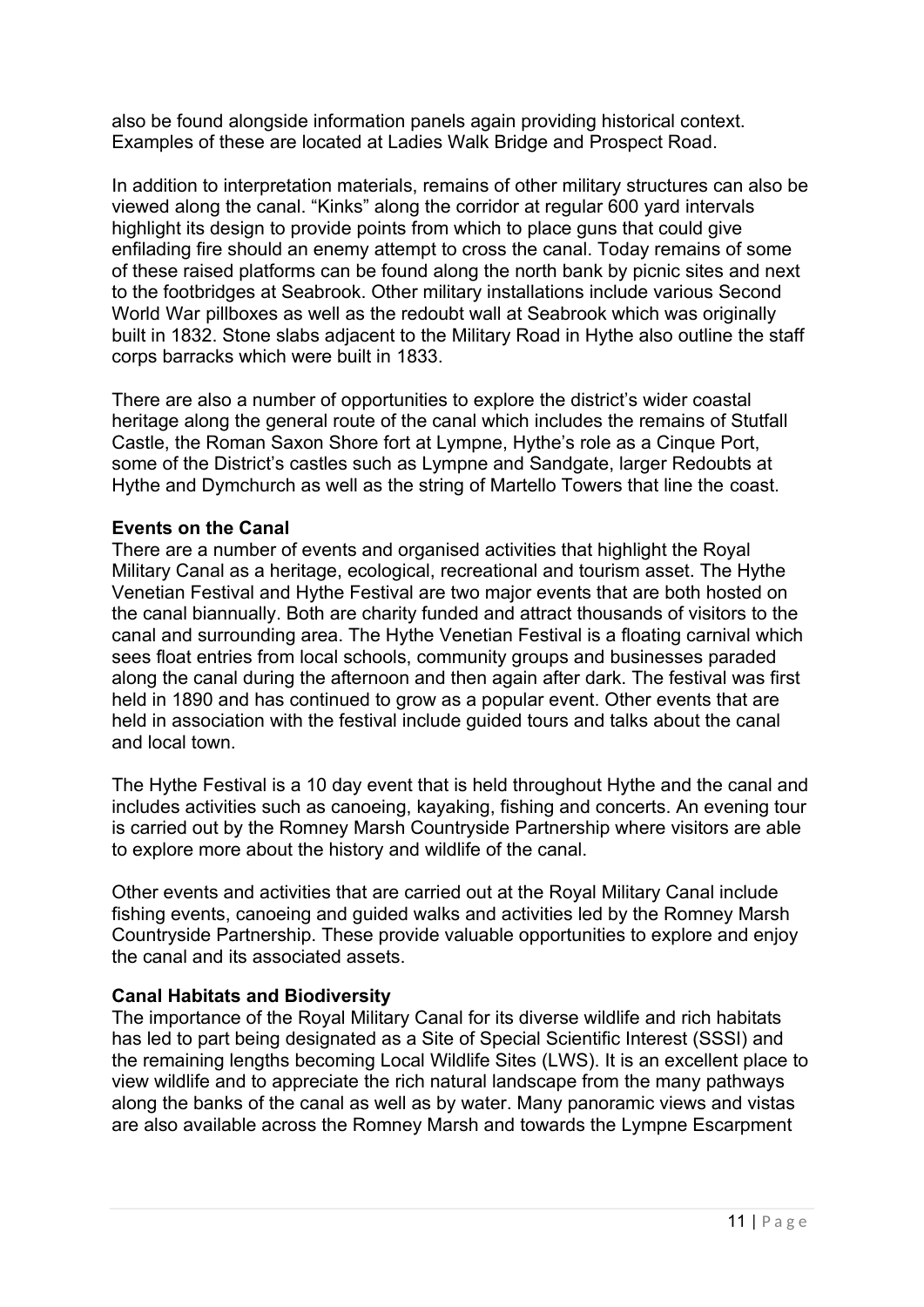also be found alongside information panels again providing historical context. Examples of these are located at Ladies Walk Bridge and Prospect Road.

In addition to interpretation materials, remains of other military structures can also be viewed along the canal. “Kinks” along the corridor at regular 600 yard intervals highlight its design to provide points from which to place guns that could give enfilading fire should an enemy attempt to cross the canal. Today remains of some of these raised platforms can be found along the north bank by picnic sites and next to the footbridges at Seabrook. Other military installations include various Second World War pillboxes as well as the redoubt wall at Seabrook which was originally built in 1832. Stone slabs adjacent to the Military Road in Hythe also outline the staff corps barracks which were built in 1833.

There are also a number of opportunities to explore the district’s wider coastal heritage along the general route of the canal which includes the remains of Stutfall Castle, the Roman Saxon Shore fort at Lympne, Hythe’s role as a Cinque Port, some of the District’s castles such as Lympne and Sandgate, larger Redoubts at Hythe and Dymchurch as well as the string of Martello Towers that line the coast.

**Events on the Canal**

There are a number of events and organised activities that highlight the Royal Military Canal as a heritage, ecological, recreational and tourism asset. The Hythe Venetian Festival and Hythe Festival are two major events that are both hosted on the canal biannually. Both are charity funded and attract thousands of visitors to the canal and surrounding area. The Hythe Venetian Festival is a floating carnival which sees float entries from local schools, community groups and businesses paraded along the canal during the afternoon and then again after dark. The festival was first held in 1890 and has continued to grow as a popular event. Other events that are held in association with the festival include guided tours and talks about the canal and local town.

The Hythe Festival is a 10 day event that is held throughout Hythe and the canal and includes activities such as canoeing, kayaking, fishing and concerts. An evening tour is carried out by the Romney Marsh Countryside Partnership where visitors are able to explore more about the history and wildlife of the canal.

Other events and activities that are carried out at the Royal Military Canal include fishing events, canoeing and guided walks and activities led by the Romney Marsh Countryside Partnership. These provide valuable opportunities to explore and enjoy the canal and its associated assets.

**Canal Habitats and Biodiversity**

The importance of the Royal Military Canal for its diverse wildlife and rich habitats has led to part being designated as a Site of Special Scientific Interest (SSSI) and the remaining lengths becoming Local Wildlife Sites (LWS). It is an excellent place to view wildlife and to appreciate the rich natural landscape from the many pathways along the banks of the canal as well as by water. Many panoramic views and vistas are also available across the Romney Marsh and towards the Lympne Escarpment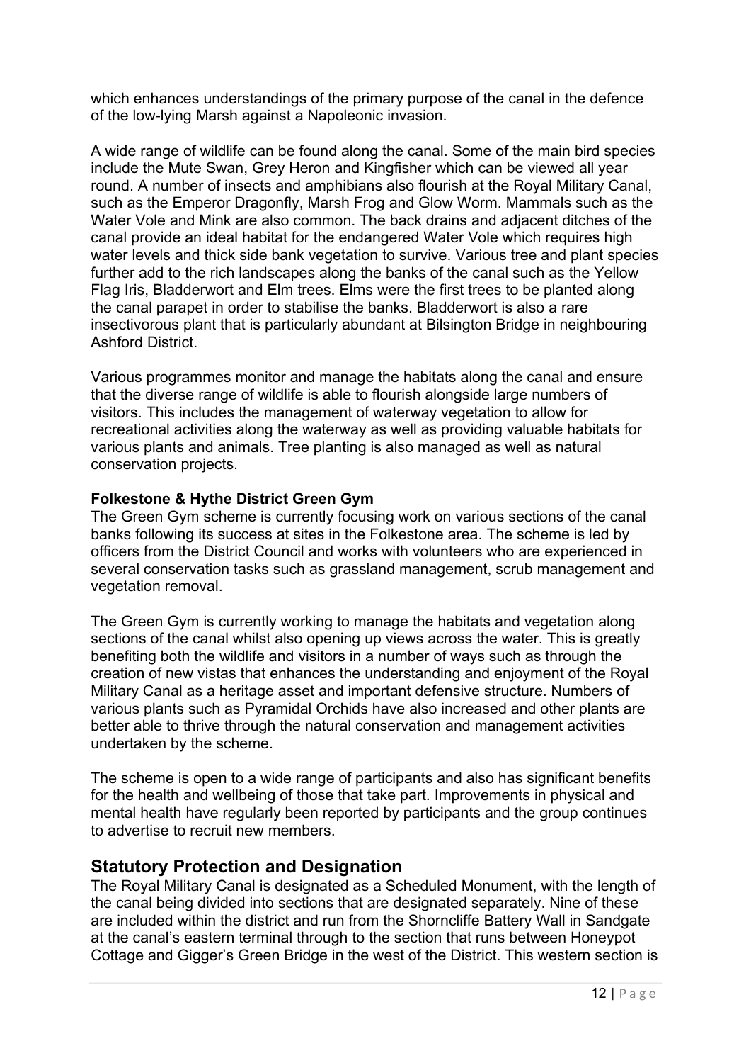which enhances understandings of the primary purpose of the canal in the defence of the low-lying Marsh against a Napoleonic invasion.

A wide range of wildlife can be found along the canal. Some of the main bird species include the Mute Swan, Grey Heron and Kingfisher which can be viewed all year round. A number of insects and amphibians also flourish at the Royal Military Canal, such as the Emperor Dragonfly, Marsh Frog and Glow Worm. Mammals such as the Water Vole and Mink are also common. The back drains and adjacent ditches of the canal provide an ideal habitat for the endangered Water Vole which requires high water levels and thick side bank vegetation to survive. Various tree and plant species further add to the rich landscapes along the banks of the canal such as the Yellow Flag Iris, Bladderwort and Elm trees. Elms were the first trees to be planted along the canal parapet in order to stabilise the banks. Bladderwort is also a rare insectivorous plant that is particularly abundant at Bilsington Bridge in neighbouring Ashford District.

Various programmes monitor and manage the habitats along the canal and ensure that the diverse range of wildlife is able to flourish alongside large numbers of visitors. This includes the management of waterway vegetation to allow for recreational activities along the waterway as well as providing valuable habitats for various plants and animals. Tree planting is also managed as well as natural conservation projects.

**Folkestone & Hythe District Green Gym**

The Green Gym scheme is currently focusing work on various sections of the canal banks following its success at sites in the Folkestone area. The scheme is led by officers from the District Council and works with volunteers who are experienced in several conservation tasks such as grassland management, scrub management and vegetation removal.

The Green Gym is currently working to manage the habitats and vegetation along sections of the canal whilst also opening up views across the water. This is greatly benefiting both the wildlife and visitors in a number of ways such as through the creation of new vistas that enhances the understanding and enjoyment of the Royal Military Canal as a heritage asset and important defensive structure. Numbers of various plants such as Pyramidal Orchids have also increased and other plants are better able to thrive through the natural conservation and management activities undertaken by the scheme.

The scheme is open to a wide range of participants and also has significant benefits for the health and wellbeing of those that take part. Improvements in physical and mental health have regularly been reported by participants and the group continues to advertise to recruit new members.

## Statutory Protection and Designation

The Royal Military Canal is designated as a Scheduled Monument, with the length of the canal being divided into sections that are designated separately. Nine of these are included within the district and run from the Shorncliffe Battery Wall in Sandgate at the canal's eastern terminal through to the section that runs between Honeypot Cottage and Gigger's Green Bridge in the west of the District. This western section is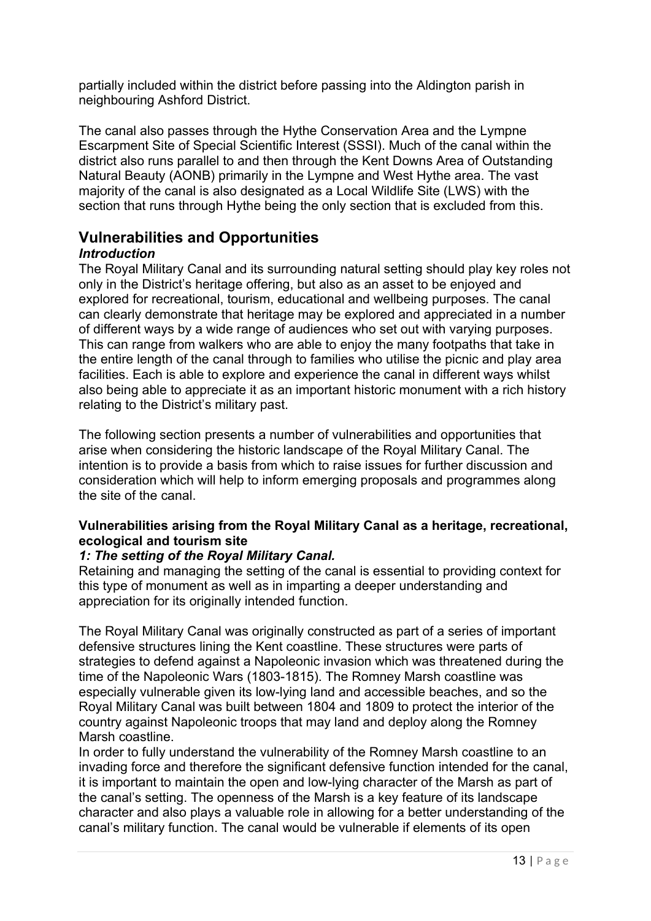partially included within the district before passing into the Aldington parish in neighbouring Ashford District.

The canal also passes through the Hythe Conservation Area and the Lympne Escarpment Site of Special Scientific Interest (SSSI). Much of the canal within the district also runs parallel to and then through the Kent Downs Area of Outstanding Natural Beauty (AONB) primarily in the Lympne and West Hythe area. The vast majority of the canal is also designated as a Local Wildlife Site (LWS) with the section that runs through Hythe being the only section that is excluded from this.

## Vulnerabilities and Opportunities

### *Introduction*

The Royal Military Canal and its surrounding natural setting should play key roles not only in the District's heritage offering, but also as an asset to be enjoyed and explored for recreational, tourism, educational and wellbeing purposes. The canal can clearly demonstrate that heritage may be explored and appreciated in a number of different ways by a wide range of audiences who set out with varying purposes. This can range from walkers who are able to enjoy the many footpaths that take in the entire length of the canal through to families who utilise the picnic and play area facilities. Each is able to explore and experience the canal in different ways whilst also being able to appreciate it as an important historic monument with a rich history relating to the District's military past.

The following section presents a number of vulnerabilities and opportunities that arise when considering the historic landscape of the Royal Military Canal. The intention is to provide a basis from which to raise issues for further discussion and consideration which will help to inform emerging proposals and programmes along the site of the canal.

**Vulnerabilities arising from the Royal Military Canal as a heritage, recreational, ecological and tourism site**

***1: The setting of the Royal Military Canal.***

Retaining and managing the setting of the canal is essential to providing context for this type of monument as well as in imparting a deeper understanding and appreciation for its originally intended function.

The Royal Military Canal was originally constructed as part of a series of important defensive structures lining the Kent coastline. These structures were parts of strategies to defend against a Napoleonic invasion which was threatened during the time of the Napoleonic Wars (1803-1815). The Romney Marsh coastline was especially vulnerable given its low-lying land and accessible beaches, and so the Royal Military Canal was built between 1804 and 1809 to protect the interior of the country against Napoleonic troops that may land and deploy along the Romney Marsh coastline.

In order to fully understand the vulnerability of the Romney Marsh coastline to an invading force and therefore the significant defensive function intended for the canal, it is important to maintain the open and low-lying character of the Marsh as part of the canal's setting. The openness of the Marsh is a key feature of its landscape character and also plays a valuable role in allowing for a better understanding of the canal's military function. The canal would be vulnerable if elements of its open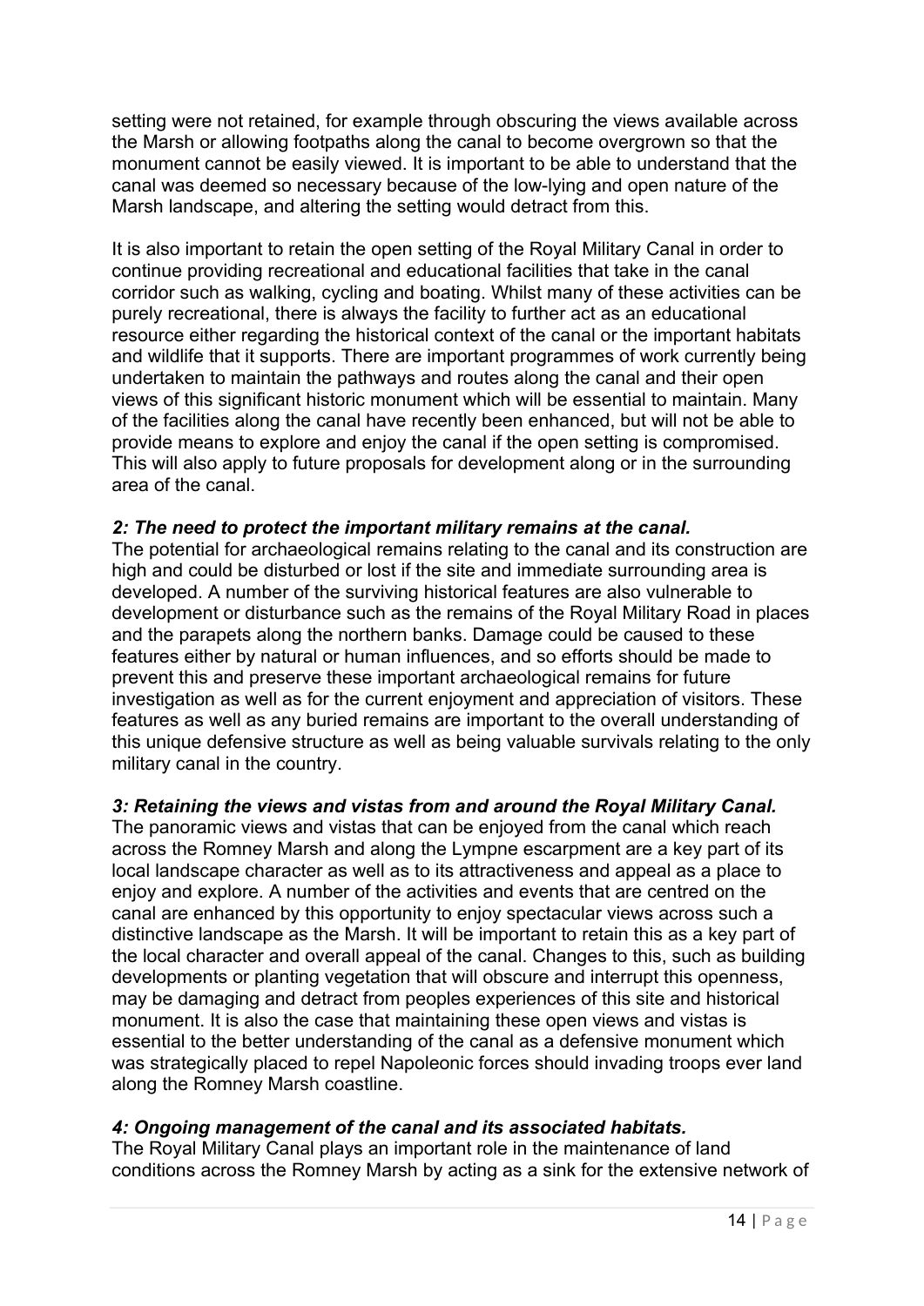setting were not retained, for example through obscuring the views available across the Marsh or allowing footpaths along the canal to become overgrown so that the monument cannot be easily viewed. It is important to be able to understand that the canal was deemed so necessary because of the low-lying and open nature of the Marsh landscape, and altering the setting would detract from this.

It is also important to retain the open setting of the Royal Military Canal in order to continue providing recreational and educational facilities that take in the canal corridor such as walking, cycling and boating. Whilst many of these activities can be purely recreational, there is always the facility to further act as an educational resource either regarding the historical context of the canal or the important habitats and wildlife that it supports. There are important programmes of work currently being undertaken to maintain the pathways and routes along the canal and their open views of this significant historic monument which will be essential to maintain. Many of the facilities along the canal have recently been enhanced, but will not be able to provide means to explore and enjoy the canal if the open setting is compromised. This will also apply to future proposals for development along or in the surrounding area of the canal.

***2: The need to protect the important military remains at the canal.***

The potential for archaeological remains relating to the canal and its construction are high and could be disturbed or lost if the site and immediate surrounding area is developed. A number of the surviving historical features are also vulnerable to development or disturbance such as the remains of the Royal Military Road in places and the parapets along the northern banks. Damage could be caused to these features either by natural or human influences, and so efforts should be made to prevent this and preserve these important archaeological remains for future investigation as well as for the current enjoyment and appreciation of visitors. These features as well as any buried remains are important to the overall understanding of this unique defensive structure as well as being valuable survivals relating to the only military canal in the country.

***3: Retaining the views and vistas from and around the Royal Military Canal.***

The panoramic views and vistas that can be enjoyed from the canal which reach across the Romney Marsh and along the Lympne escarpment are a key part of its local landscape character as well as to its attractiveness and appeal as a place to enjoy and explore. A number of the activities and events that are centred on the canal are enhanced by this opportunity to enjoy spectacular views across such a distinctive landscape as the Marsh. It will be important to retain this as a key part of the local character and overall appeal of the canal. Changes to this, such as building developments or planting vegetation that will obscure and interrupt this openness, may be damaging and detract from peoples experiences of this site and historical monument. It is also the case that maintaining these open views and vistas is essential to the better understanding of the canal as a defensive monument which was strategically placed to repel Napoleonic forces should invading troops ever land along the Romney Marsh coastline.

***4: Ongoing management of the canal and its associated habitats.***

The Royal Military Canal plays an important role in the maintenance of land conditions across the Romney Marsh by acting as a sink for the extensive network of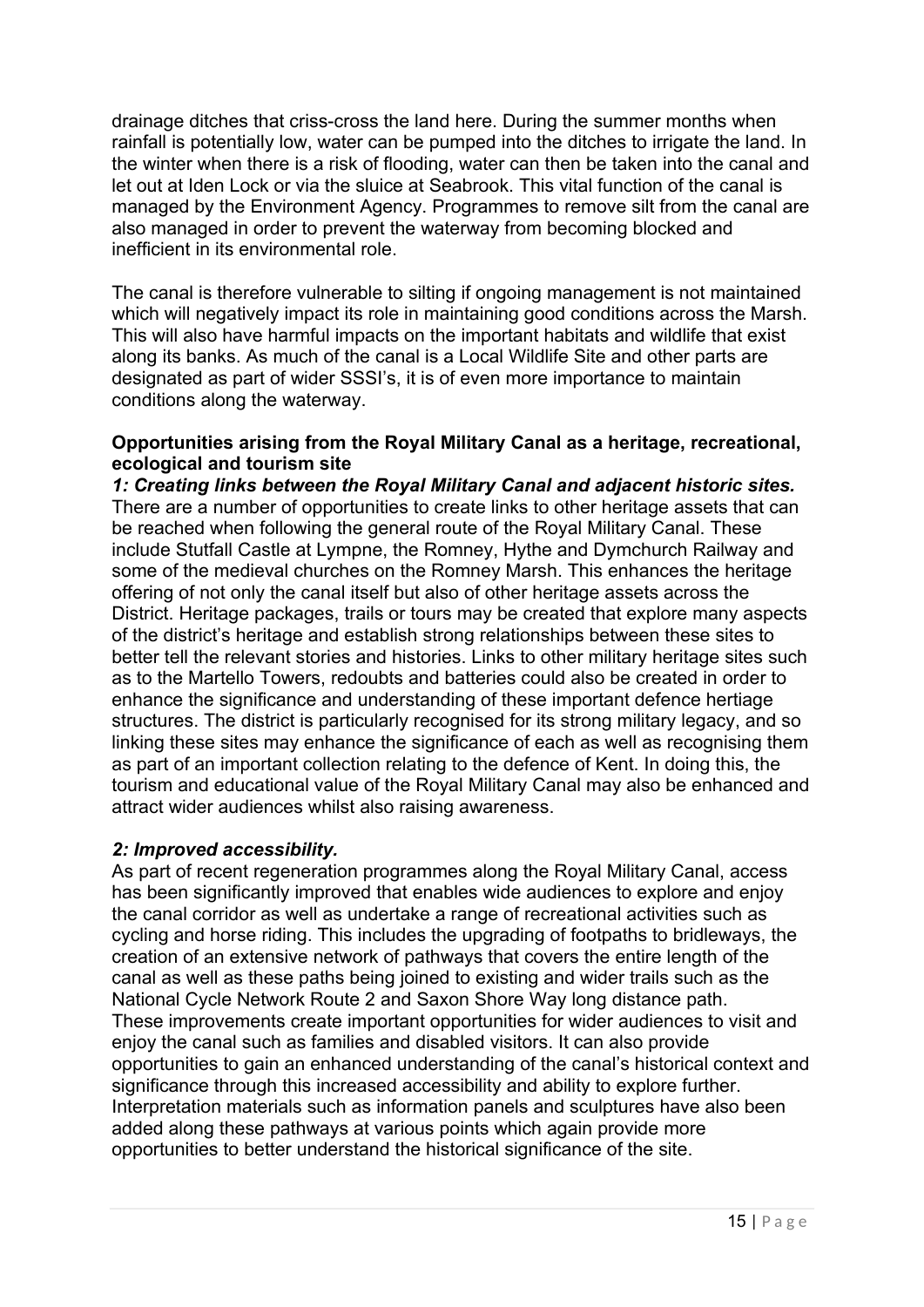drainage ditches that criss-cross the land here. During the summer months when rainfall is potentially low, water can be pumped into the ditches to irrigate the land. In the winter when there is a risk of flooding, water can then be taken into the canal and let out at Iden Lock or via the sluice at Seabrook. This vital function of the canal is managed by the Environment Agency. Programmes to remove silt from the canal are also managed in order to prevent the waterway from becoming blocked and inefficient in its environmental role.

The canal is therefore vulnerable to silting if ongoing management is not maintained which will negatively impact its role in maintaining good conditions across the Marsh. This will also have harmful impacts on the important habitats and wildlife that exist along its banks. As much of the canal is a Local Wildlife Site and other parts are designated as part of wider SSSI's, it is of even more importance to maintain conditions along the waterway.

**Opportunities arising from the Royal Military Canal as a heritage, recreational, ecological and tourism site**

***1: Creating links between the Royal Military Canal and adjacent historic sites.***

There are a number of opportunities to create links to other heritage assets that can be reached when following the general route of the Royal Military Canal. These include Stutfall Castle at Lympne, the Romney, Hythe and Dymchurch Railway and some of the medieval churches on the Romney Marsh. This enhances the heritage offering of not only the canal itself but also of other heritage assets across the District. Heritage packages, trails or tours may be created that explore many aspects of the district's heritage and establish strong relationships between these sites to better tell the relevant stories and histories. Links to other military heritage sites such as to the Martello Towers, redoubts and batteries could also be created in order to enhance the significance and understanding of these important defence hertiage structures. The district is particularly recognised for its strong military legacy, and so linking these sites may enhance the significance of each as well as recognising them as part of an important collection relating to the defence of Kent. In doing this, the tourism and educational value of the Royal Military Canal may also be enhanced and attract wider audiences whilst also raising awareness.

***2: Improved accessibility.***

As part of recent regeneration programmes along the Royal Military Canal, access has been significantly improved that enables wide audiences to explore and enjoy the canal corridor as well as undertake a range of recreational activities such as cycling and horse riding. This includes the upgrading of footpaths to bridleways, the creation of an extensive network of pathways that covers the entire length of the canal as well as these paths being joined to existing and wider trails such as the National Cycle Network Route 2 and Saxon Shore Way long distance path. These improvements create important opportunities for wider audiences to visit and enjoy the canal such as families and disabled visitors. It can also provide opportunities to gain an enhanced understanding of the canal's historical context and significance through this increased accessibility and ability to explore further. Interpretation materials such as information panels and sculptures have also been added along these pathways at various points which again provide more opportunities to better understand the historical significance of the site.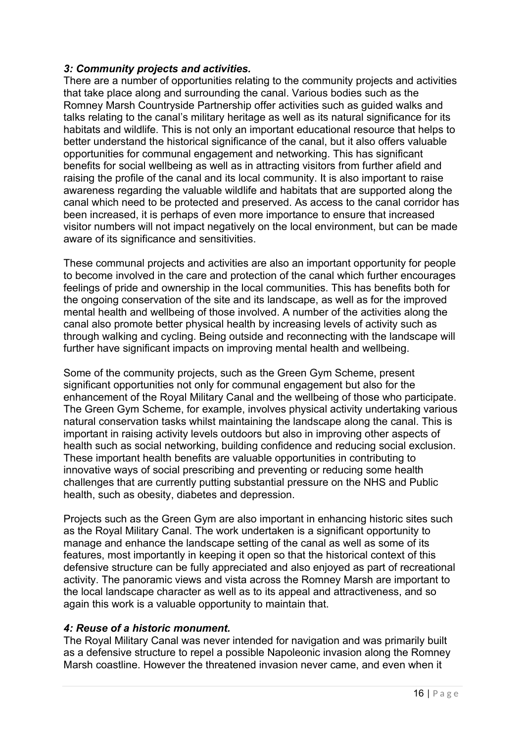### *3: Community projects and activities.*

There are a number of opportunities relating to the community projects and activities that take place along and surrounding the canal. Various bodies such as the Romney Marsh Countryside Partnership offer activities such as guided walks and talks relating to the canal's military heritage as well as its natural significance for its habitats and wildlife. This is not only an important educational resource that helps to better understand the historical significance of the canal, but it also offers valuable opportunities for communal engagement and networking. This has significant benefits for social wellbeing as well as in attracting visitors from further afield and raising the profile of the canal and its local community. It is also important to raise awareness regarding the valuable wildlife and habitats that are supported along the canal which need to be protected and preserved. As access to the canal corridor has been increased, it is perhaps of even more importance to ensure that increased visitor numbers will not impact negatively on the local environment, but can be made aware of its significance and sensitivities.

These communal projects and activities are also an important opportunity for people to become involved in the care and protection of the canal which further encourages feelings of pride and ownership in the local communities. This has benefits both for the ongoing conservation of the site and its landscape, as well as for the improved mental health and wellbeing of those involved. A number of the activities along the canal also promote better physical health by increasing levels of activity such as through walking and cycling. Being outside and reconnecting with the landscape will further have significant impacts on improving mental health and wellbeing.

Some of the community projects, such as the Green Gym Scheme, present significant opportunities not only for communal engagement but also for the enhancement of the Royal Military Canal and the wellbeing of those who participate. The Green Gym Scheme, for example, involves physical activity undertaking various natural conservation tasks whilst maintaining the landscape along the canal. This is important in raising activity levels outdoors but also in improving other aspects of health such as social networking, building confidence and reducing social exclusion. These important health benefits are valuable opportunities in contributing to innovative ways of social prescribing and preventing or reducing some health challenges that are currently putting substantial pressure on the NHS and Public health, such as obesity, diabetes and depression.

Projects such as the Green Gym are also important in enhancing historic sites such as the Royal Military Canal. The work undertaken is a significant opportunity to manage and enhance the landscape setting of the canal as well as some of its features, most importantly in keeping it open so that the historical context of this defensive structure can be fully appreciated and also enjoyed as part of recreational activity. The panoramic views and vista across the Romney Marsh are important to the local landscape character as well as to its appeal and attractiveness, and so again this work is a valuable opportunity to maintain that.

### *4: Reuse of a historic monument.*

The Royal Military Canal was never intended for navigation and was primarily built as a defensive structure to repel a possible Napoleonic invasion along the Romney Marsh coastline. However the threatened invasion never came, and even when it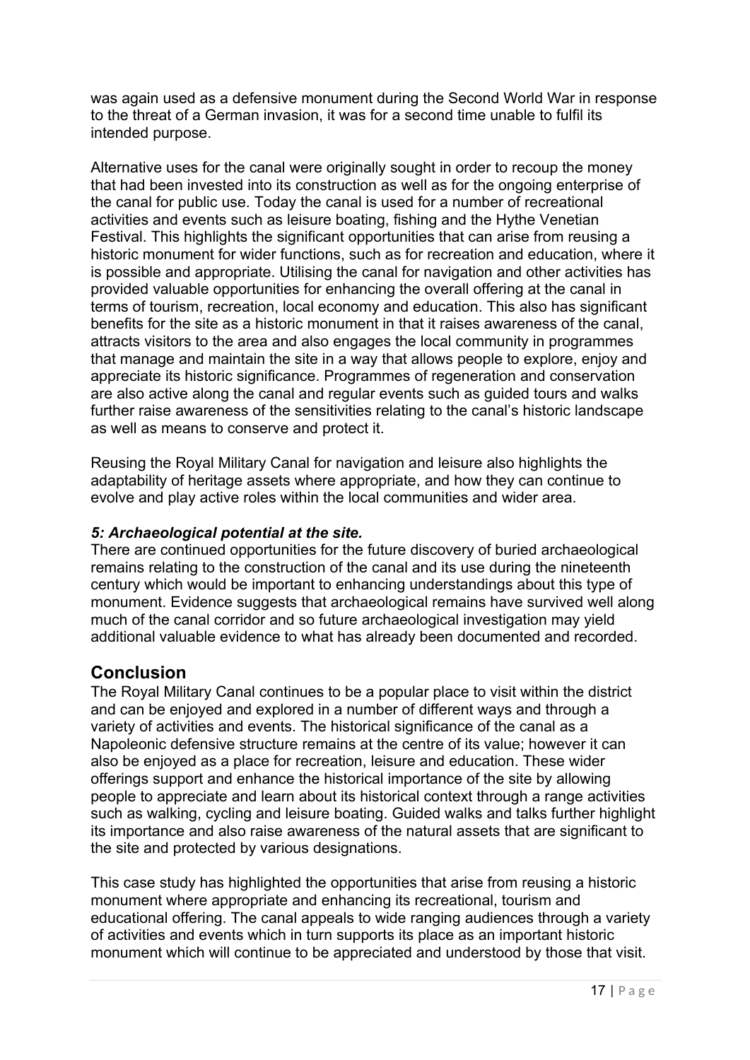was again used as a defensive monument during the Second World War in response to the threat of a German invasion, it was for a second time unable to fulfil its intended purpose.

Alternative uses for the canal were originally sought in order to recoup the money that had been invested into its construction as well as for the ongoing enterprise of the canal for public use. Today the canal is used for a number of recreational activities and events such as leisure boating, fishing and the Hythe Venetian Festival. This highlights the significant opportunities that can arise from reusing a historic monument for wider functions, such as for recreation and education, where it is possible and appropriate. Utilising the canal for navigation and other activities has provided valuable opportunities for enhancing the overall offering at the canal in terms of tourism, recreation, local economy and education. This also has significant benefits for the site as a historic monument in that it raises awareness of the canal, attracts visitors to the area and also engages the local community in programmes that manage and maintain the site in a way that allows people to explore, enjoy and appreciate its historic significance. Programmes of regeneration and conservation are also active along the canal and regular events such as guided tours and walks further raise awareness of the sensitivities relating to the canal's historic landscape as well as means to conserve and protect it.

Reusing the Royal Military Canal for navigation and leisure also highlights the adaptability of heritage assets where appropriate, and how they can continue to evolve and play active roles within the local communities and wider area.

***5: Archaeological potential at the site.***

There are continued opportunities for the future discovery of buried archaeological remains relating to the construction of the canal and its use during the nineteenth century which would be important to enhancing understandings about this type of monument. Evidence suggests that archaeological remains have survived well along much of the canal corridor and so future archaeological investigation may yield additional valuable evidence to what has already been documented and recorded.

## Conclusion

The Royal Military Canal continues to be a popular place to visit within the district and can be enjoyed and explored in a number of different ways and through a variety of activities and events. The historical significance of the canal as a Napoleonic defensive structure remains at the centre of its value; however it can also be enjoyed as a place for recreation, leisure and education. These wider offerings support and enhance the historical importance of the site by allowing people to appreciate and learn about its historical context through a range activities such as walking, cycling and leisure boating. Guided walks and talks further highlight its importance and also raise awareness of the natural assets that are significant to the site and protected by various designations.

This case study has highlighted the opportunities that arise from reusing a historic monument where appropriate and enhancing its recreational, tourism and educational offering. The canal appeals to wide ranging audiences through a variety of activities and events which in turn supports its place as an important historic monument which will continue to be appreciated and understood by those that visit.